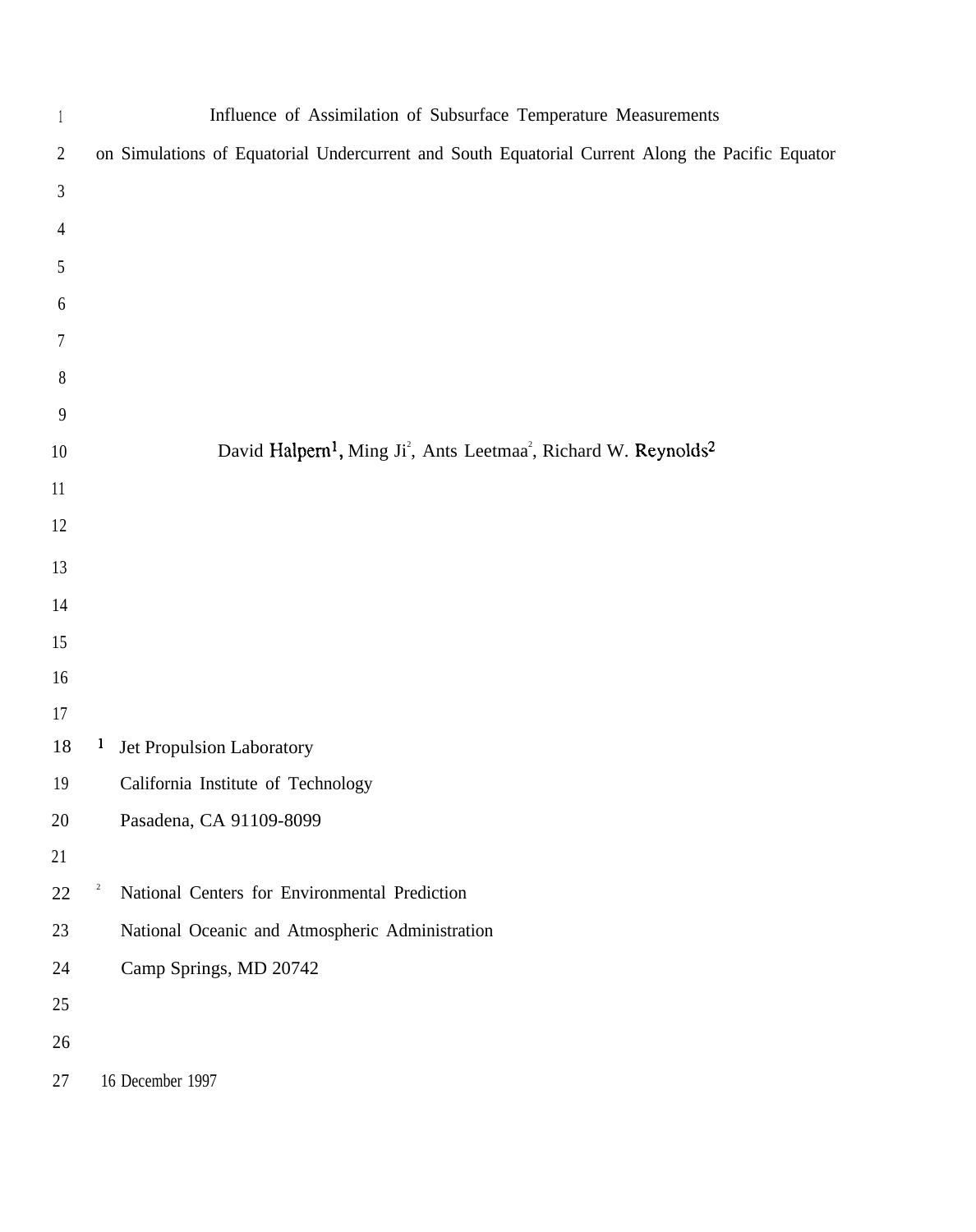# Influence of Assimilation of Subsurface Temperature Measurements on Simulations of Equatorial Undercurrent and South Equatorial Current Along the Pacific Equator

David Halpern[1], Ming Ji[2], Ants Leetmaa[2], Richard W. Reynolds[2]

[1] Jet Propulsion Laboratory
California Institute of Technology
Pasadena, CA 91109-8099

[2] National Centers for Environmental Prediction
National Oceanic and Atmospheric Administration
Camp Springs, MD 20742

16 December 1997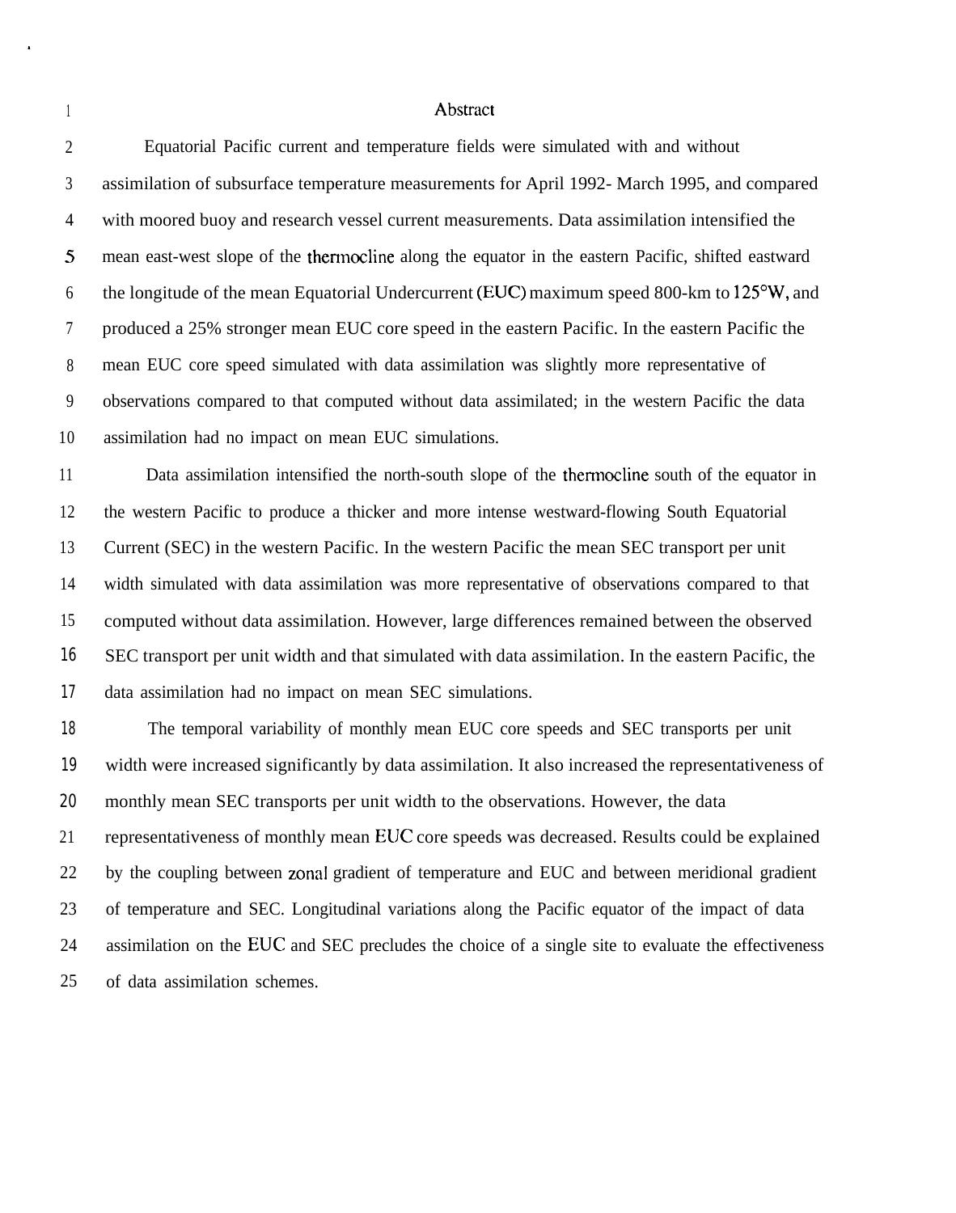# Abstract

Equatorial Pacific current and temperature fields were simulated with and without assimilation of subsurface temperature measurements for April 1992- March 1995, and compared with moored buoy and research vessel current measurements. Data assimilation intensified the mean east-west slope of the thermocline along the equator in the eastern Pacific, shifted eastward the longitude of the mean Equatorial Undercurrent (EUC) maximum speed 800-km to 125°W, and produced a 25% stronger mean EUC core speed in the eastern Pacific. In the eastern Pacific the mean EUC core speed simulated with data assimilation was slightly more representative of observations compared to that computed without data assimilated; in the western Pacific the data assimilation had no impact on mean EUC simulations.

Data assimilation intensified the north-south slope of the thermocline south of the equator in the western Pacific to produce a thicker and more intense westward-flowing South Equatorial Current (SEC) in the western Pacific. In the western Pacific the mean SEC transport per unit width simulated with data assimilation was more representative of observations compared to that computed without data assimilation. However, large differences remained between the observed SEC transport per unit width and that simulated with data assimilation. In the eastern Pacific, the data assimilation had no impact on mean SEC simulations.

The temporal variability of monthly mean EUC core speeds and SEC transports per unit width were increased significantly by data assimilation. It also increased the representativeness of monthly mean SEC transports per unit width to the observations. However, the data representativeness of monthly mean EUC core speeds was decreased. Results could be explained by the coupling between zonal gradient of temperature and EUC and between meridional gradient of temperature and SEC. Longitudinal variations along the Pacific equator of the impact of data assimilation on the EUC and SEC precludes the choice of a single site to evaluate the effectiveness of data assimilation schemes.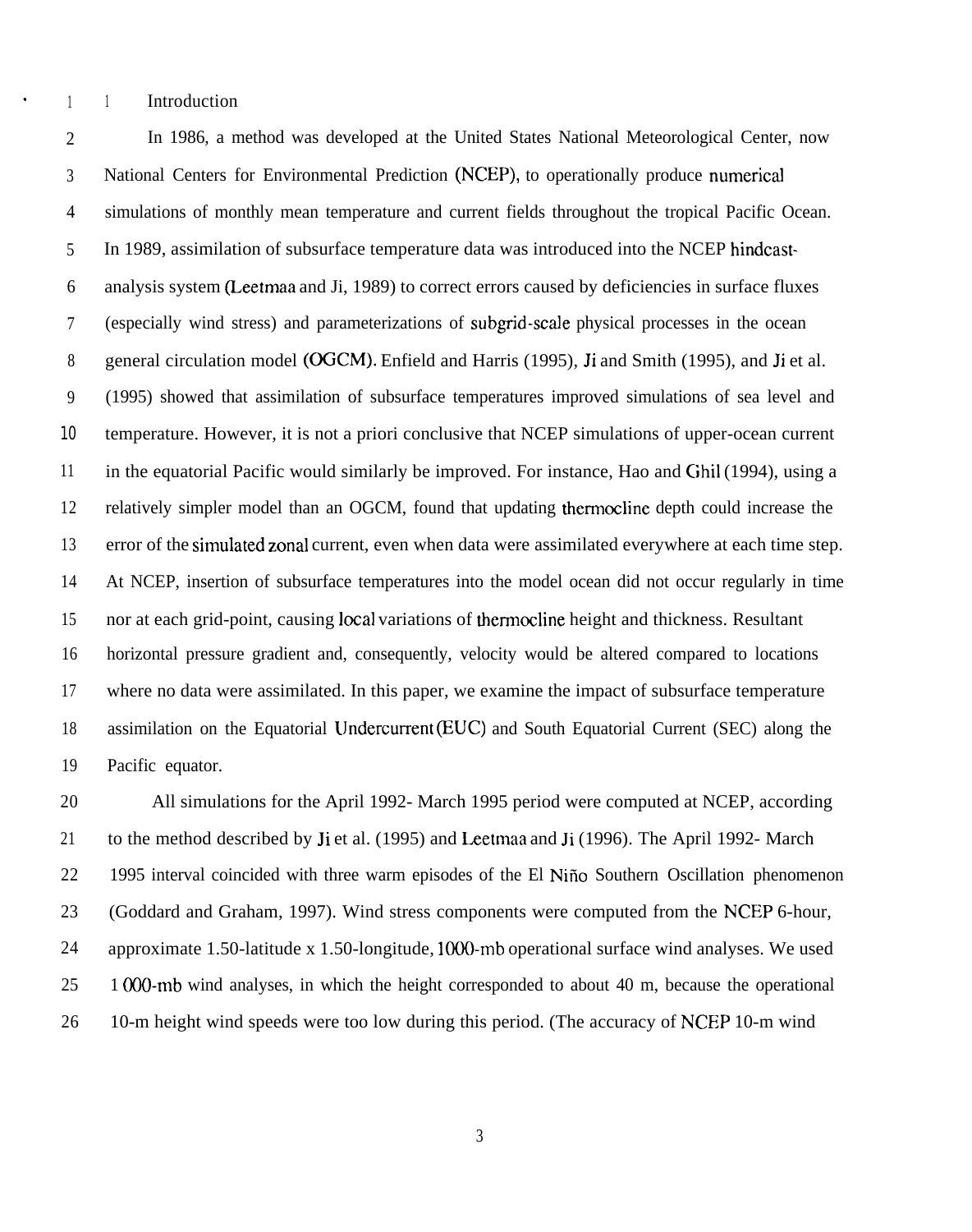# 1 Introduction

In 1986, a method was developed at the United States National Meteorological Center, now National Centers for Environmental Prediction (NCEP), to operationally produce numerical simulations of monthly mean temperature and current fields throughout the tropical Pacific Ocean. In 1989, assimilation of subsurface temperature data was introduced into the NCEP hindcast-analysis system (Leetmaa and Ji, 1989) to correct errors caused by deficiencies in surface fluxes (especially wind stress) and parameterizations of subgrid-scale physical processes in the ocean general circulation model (OGCM). Enfield and Harris (1995), Ji and Smith (1995), and Ji et al. (1995) showed that assimilation of subsurface temperatures improved simulations of sea level and temperature. However, it is not a priori conclusive that NCEP simulations of upper-ocean current in the equatorial Pacific would similarly be improved. For instance, Hao and Ghil (1994), using a relatively simpler model than an OGCM, found that updating thermocline depth could increase the error of the simulated zonal current, even when data were assimilated everywhere at each time step. At NCEP, insertion of subsurface temperatures into the model ocean did not occur regularly in time nor at each grid-point, causing local variations of thermocline height and thickness. Resultant horizontal pressure gradient and, consequently, velocity would be altered compared to locations where no data were assimilated. In this paper, we examine the impact of subsurface temperature assimilation on the Equatorial Undercurrent (EUC) and South Equatorial Current (SEC) along the Pacific equator.

All simulations for the April 1992- March 1995 period were computed at NCEP, according to the method described by Ji et al. (1995) and Leetmaa and Ji (1996). The April 1992- March 1995 interval coincided with three warm episodes of the El Niño Southern Oscillation phenomenon (Goddard and Graham, 1997). Wind stress components were computed from the NCEP 6-hour, approximate 1.50-latitude x 1.50-longitude, 1000-mb operational surface wind analyses. We used 1 000-mb wind analyses, in which the height corresponded to about 40 m, because the operational 10-m height wind speeds were too low during this period. (The accuracy of NCEP 10-m wind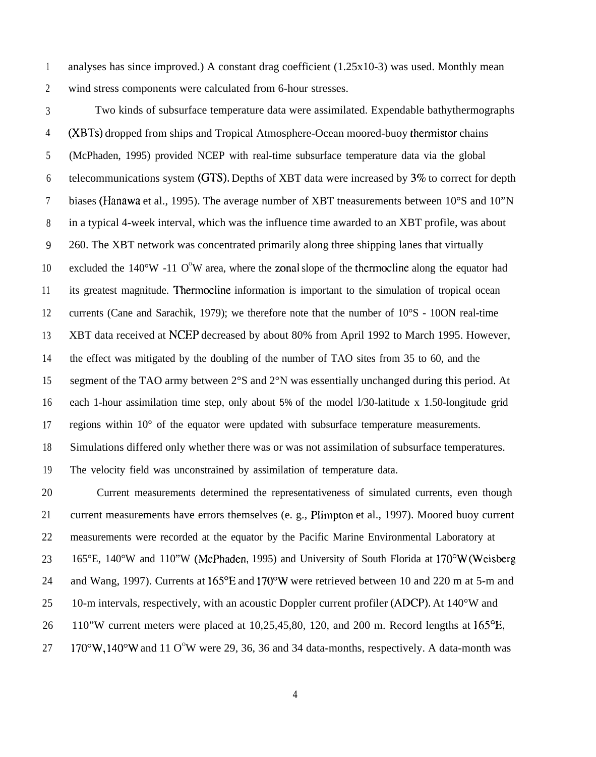analyses has since improved.) A constant drag coefficient (1.25x10-3) was used. Monthly mean wind stress components were calculated from 6-hour stresses.

Two kinds of subsurface temperature data were assimilated. Expendable bathythermographs (XBTs) dropped from ships and Tropical Atmosphere-Ocean moored-buoy thermistor chains (McPhaden, 1995) provided NCEP with real-time subsurface temperature data via the global telecommunications system (GTS). Depths of XBT data were increased by 3% to correct for depth biases (Hanawa et al., 1995). The average number of XBT tneasurements between 10°S and 10"N in a typical 4-week interval, which was the influence time awarded to an XBT profile, was about 260. The XBT network was concentrated primarily along three shipping lanes that virtually excluded the 140°W -11 O°W area, where the zonal slope of the thermocline along the equator had its greatest magnitude. Thermocline information is important to the simulation of tropical ocean currents (Cane and Sarachik, 1979); we therefore note that the number of 10°S - 10ON real-time XBT data received at NCEP decreased by about 80% from April 1992 to March 1995. However, the effect was mitigated by the doubling of the number of TAO sites from 35 to 60, and the segment of the TAO army between 2°S and 2°N was essentially unchanged during this period. At each 1-hour assimilation time step, only about 5% of the model l/30-latitude x 1.50-longitude grid regions within 10° of the equator were updated with subsurface temperature measurements. Simulations differed only whether there was or was not assimilation of subsurface temperatures. The velocity field was unconstrained by assimilation of temperature data.

Current measurements determined the representativeness of simulated currents, even though current measurements have errors themselves (e. g., Plimpton et al., 1997). Moored buoy current measurements were recorded at the equator by the Pacific Marine Environmental Laboratory at 165°E, 140°W and 110"W (McPhaden, 1995) and University of South Florida at 170°W (Weisberg and Wang, 1997). Currents at 165°E and 170°W were retrieved between 10 and 220 m at 5-m and 10-m intervals, respectively, with an acoustic Doppler current profiler (ADCP). At 140°W and 110"W current meters were placed at 10,25,45,80, 120, and 200 m. Record lengths at 165°E, 170°W, 140°W and 11 O°W were 29, 36, 36 and 34 data-months, respectively. A data-month was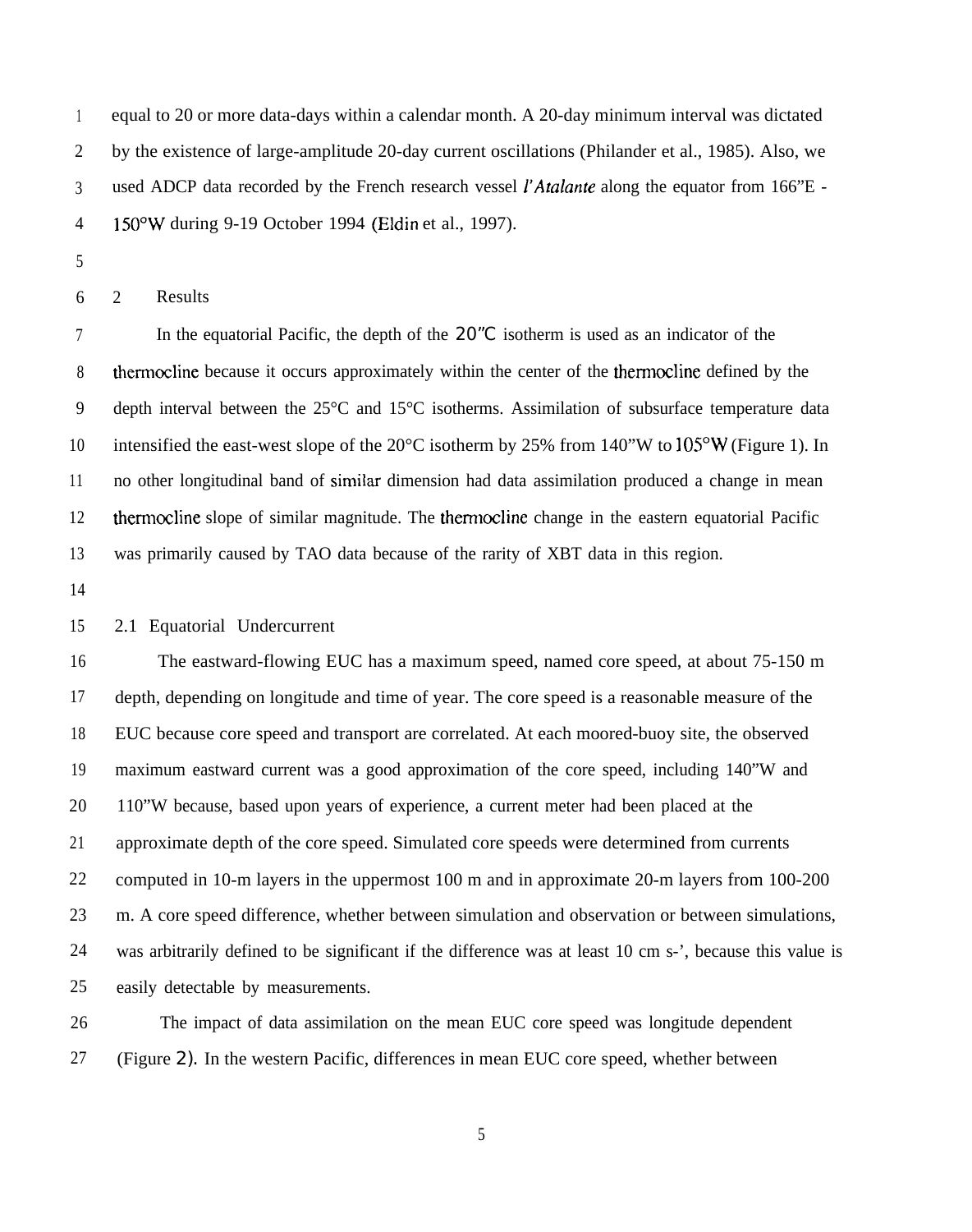equal to 20 or more data-days within a calendar month. A 20-day minimum interval was dictated by the existence of large-amplitude 20-day current oscillations (Philander et al., 1985). Also, we used ADCP data recorded by the French research vessel *l'Atalante* along the equator from 166"E - 150°W during 9-19 October 1994 (Eldin et al., 1997).

## 2 Results

In the equatorial Pacific, the depth of the 20"C isotherm is used as an indicator of the thermocline because it occurs approximately within the center of the thermocline defined by the depth interval between the 25°C and 15°C isotherms. Assimilation of subsurface temperature data intensified the east-west slope of the 20°C isotherm by 25% from 140"W to 105°W (Figure 1). In no other longitudinal band of similar dimension had data assimilation produced a change in mean thermocline slope of similar magnitude. The thermocline change in the eastern equatorial Pacific was primarily caused by TAO data because of the rarity of XBT data in this region.

### 2.1 Equatorial Undercurrent

The eastward-flowing EUC has a maximum speed, named core speed, at about 75-150 m depth, depending on longitude and time of year. The core speed is a reasonable measure of the EUC because core speed and transport are correlated. At each moored-buoy site, the observed maximum eastward current was a good approximation of the core speed, including 140"W and 110"W because, based upon years of experience, a current meter had been placed at the approximate depth of the core speed. Simulated core speeds were determined from currents computed in 10-m layers in the uppermost 100 m and in approximate 20-m layers from 100-200 m. A core speed difference, whether between simulation and observation or between simulations, was arbitrarily defined to be significant if the difference was at least 10 cm s-', because this value is easily detectable by measurements.

The impact of data assimilation on the mean EUC core speed was longitude dependent (Figure 2). In the western Pacific, differences in mean EUC core speed, whether between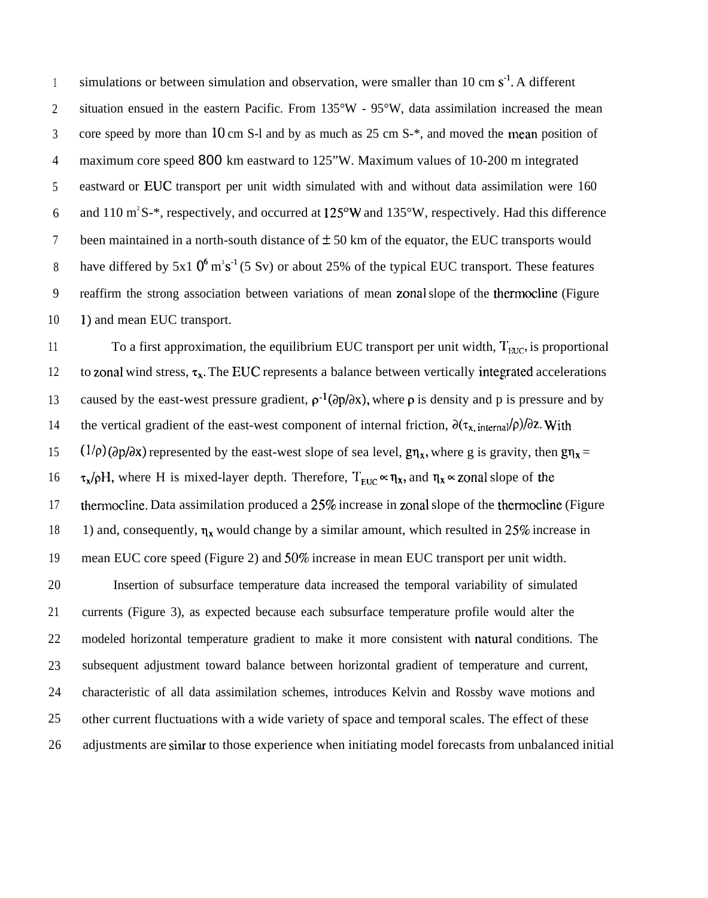simulations or between simulation and observation, were smaller than 10 cm $s^{-1}$. A different situation ensued in the eastern Pacific. From 135°W - 95°W, data assimilation increased the mean core speed by more than 10 cm S-l and by as much as 25 cm S-*, and moved the mean position of maximum core speed 800 km eastward to 125"W. Maximum values of 10-200 m integrated eastward or EUC transport per unit width simulated with and without data assimilation were 160 and 110 $m^2$ S-*, respectively, and occurred at 125°W and 135°W, respectively. Had this difference been maintained in a north-south distance of ± 50 km of the equator, the EUC transports would have differed by 5x1 $0^6$ $m^3 s^{-1}$ (5 Sv) or about 25% of the typical EUC transport. These features reaffirm the strong association between variations of mean zonal slope of the thermocline (Figure 1) and mean EUC transport.

To a first approximation, the equilibrium EUC transport per unit width, $T_{EUC}$, is proportional to zonal wind stress, $\tau_x$. The EUC represents a balance between vertically integrated accelerations caused by the east-west pressure gradient, $\rho^{-1}(\partial p/\partial x)$, where $\rho$ is density and p is pressure and by the vertical gradient of the east-west component of internal friction, $\partial(\tau_{x,\,internal}/\rho)/\partial z$. With $(1/\rho)(\partial p/\partial x)$ represented by the east-west slope of sea level, $g\eta_x$, where g is gravity, then $g\eta_x = \tau_x/\rho H$, where H is mixed-layer depth. Therefore, $T_{EUC} \propto \eta_x$, and $\eta_x \propto$ zonal slope of the thermocline. Data assimilation produced a 25% increase in zonal slope of the thermocline (Figure 1) and, consequently, $\eta_x$ would change by a similar amount, which resulted in 25% increase in mean EUC core speed (Figure 2) and 50% increase in mean EUC transport per unit width.

Insertion of subsurface temperature data increased the temporal variability of simulated currents (Figure 3), as expected because each subsurface temperature profile would alter the modeled horizontal temperature gradient to make it more consistent with natural conditions. The subsequent adjustment toward balance between horizontal gradient of temperature and current, characteristic of all data assimilation schemes, introduces Kelvin and Rossby wave motions and other current fluctuations with a wide variety of space and temporal scales. The effect of these adjustments are similar to those experience when initiating model forecasts from unbalanced initial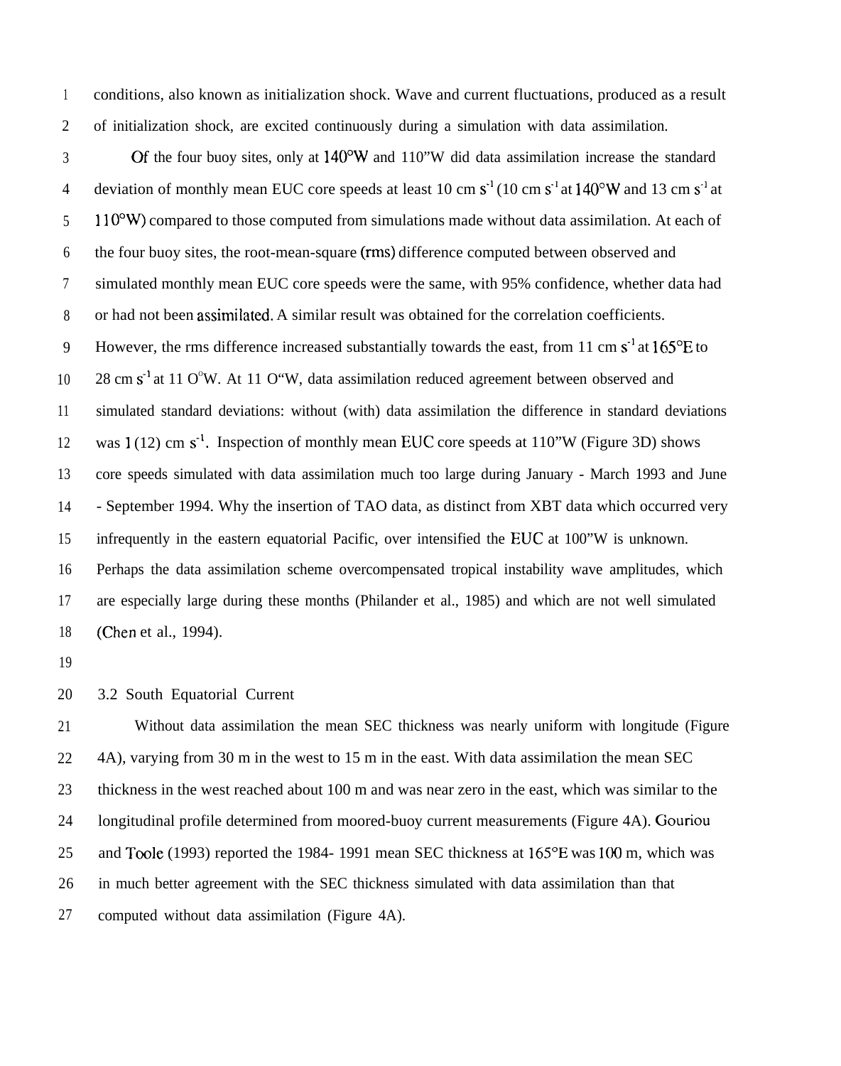conditions, also known as initialization shock. Wave and current fluctuations, produced as a result of initialization shock, are excited continuously during a simulation with data assimilation.

Of the four buoy sites, only at 140°W and 110"W did data assimilation increase the standard deviation of monthly mean EUC core speeds at least 10 cm $s^{-1}$ (10 cm $s^{-1}$ at 140°W and 13 cm $s^{-1}$ at 110°W) compared to those computed from simulations made without data assimilation. At each of the four buoy sites, the root-mean-square (rms) difference computed between observed and simulated monthly mean EUC core speeds were the same, with 95% confidence, whether data had or had not been assimilated. A similar result was obtained for the correlation coefficients. However, the rms difference increased substantially towards the east, from 11 cm $s^{-1}$ at 165°E to 28 cm $s^{-1}$ at 110°W. At 110"W, data assimilation reduced agreement between observed and simulated standard deviations: without (with) data assimilation the difference in standard deviations was 1 (12) cm $s^{-1}$. Inspection of monthly mean EUC core speeds at 110"W (Figure 3D) shows core speeds simulated with data assimilation much too large during January - March 1993 and June - September 1994. Why the insertion of TAO data, as distinct from XBT data which occurred very infrequently in the eastern equatorial Pacific, over intensified the EUC at 100"W is unknown. Perhaps the data assimilation scheme overcompensated tropical instability wave amplitudes, which are especially large during these months (Philander et al., 1985) and which are not well simulated (Chen et al., 1994).

### 3.2 South Equatorial Current

Without data assimilation the mean SEC thickness was nearly uniform with longitude (Figure 4A), varying from 30 m in the west to 15 m in the east. With data assimilation the mean SEC thickness in the west reached about 100 m and was near zero in the east, which was similar to the longitudinal profile determined from moored-buoy current measurements (Figure 4A). Gouriou and Toole (1993) reported the 1984- 1991 mean SEC thickness at 165°E was 100 m, which was in much better agreement with the SEC thickness simulated with data assimilation than that computed without data assimilation (Figure 4A).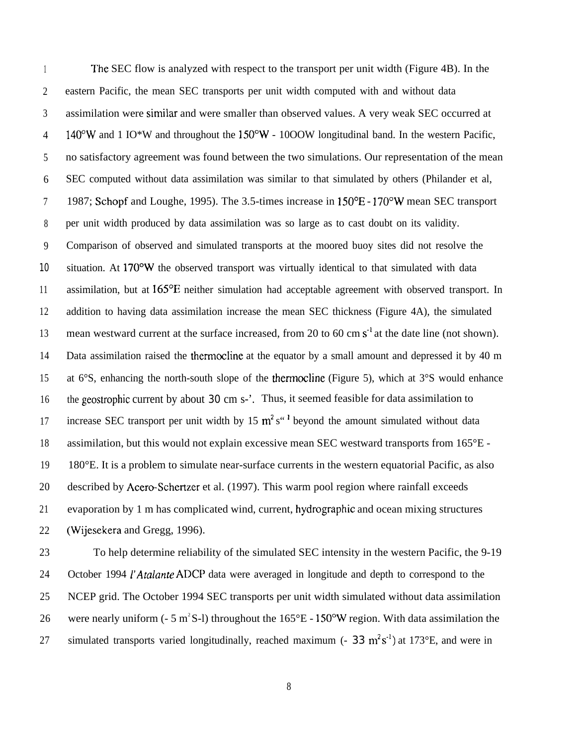The SEC flow is analyzed with respect to the transport per unit width (Figure 4B). In the eastern Pacific, the mean SEC transports per unit width computed with and without data assimilation were similar and were smaller than observed values. A very weak SEC occurred at 140°W and 1 IO*W and throughout the 150°W - 10OOW longitudinal band. In the western Pacific, no satisfactory agreement was found between the two simulations. Our representation of the mean SEC computed without data assimilation was similar to that simulated by others (Philander et al, 1987; Schopf and Loughe, 1995). The 3.5-times increase in 150°E - 170°W mean SEC transport per unit width produced by data assimilation was so large as to cast doubt on its validity. Comparison of observed and simulated transports at the moored buoy sites did not resolve the situation. At 170°W the observed transport was virtually identical to that simulated with data assimilation, but at 165°E neither simulation had acceptable agreement with observed transport. In addition to having data assimilation increase the mean SEC thickness (Figure 4A), the simulated mean westward current at the surface increased, from 20 to 60 cm $s^{-1}$ at the date line (not shown). Data assimilation raised the thermocline at the equator by a small amount and depressed it by 40 m at 6°S, enhancing the north-south slope of the thermocline (Figure 5), which at 3°S would enhance the geostrophic current by about 30 cm s-'. Thus, it seemed feasible for data assimilation to increase SEC transport per unit width by 15 $m^2 s^{-1}$ beyond the amount simulated without data assimilation, but this would not explain excessive mean SEC westward transports from 165°E - 180°E. It is a problem to simulate near-surface currents in the western equatorial Pacific, as also described by Acero-Schertzer et al. (1997). This warm pool region where rainfall exceeds evaporation by 1 m has complicated wind, current, hydrographic and ocean mixing structures (Wijesekera and Gregg, 1996).

To help determine reliability of the simulated SEC intensity in the western Pacific, the 9-19 October 1994 *l'Atalante* ADCP data were averaged in longitude and depth to correspond to the NCEP grid. The October 1994 SEC transports per unit width simulated without data assimilation were nearly uniform (- 5 $m^2 S^{-1}$) throughout the 165°E - 150°W region. With data assimilation the simulated transports varied longitudinally, reached maximum (- 33 $m^2 s^{-1}$) at 173°E, and were in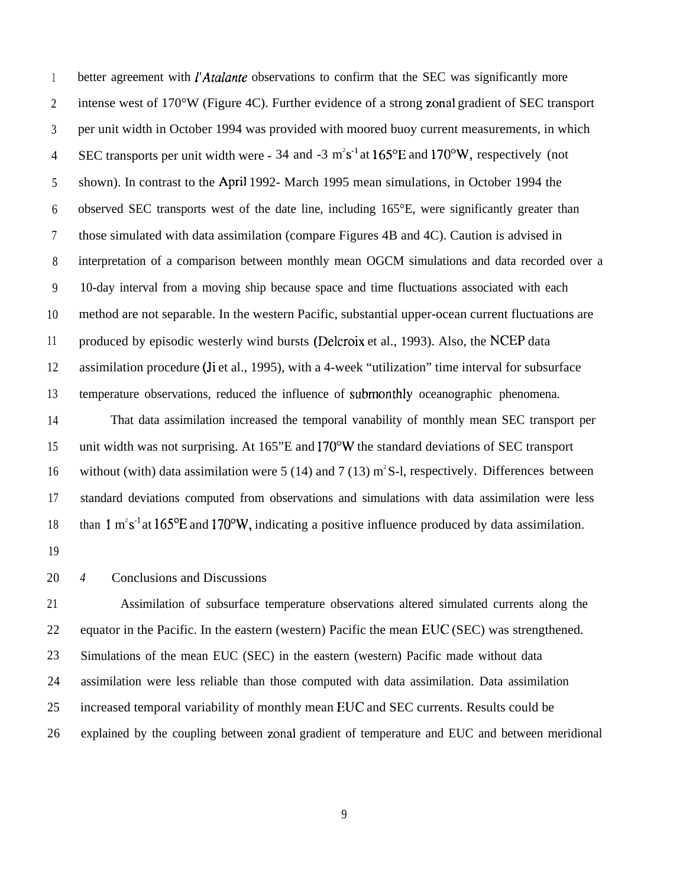better agreement with *l'Atalante* observations to confirm that the SEC was significantly more intense west of 170°W (Figure 4C). Further evidence of a strong zonal gradient of SEC transport per unit width in October 1994 was provided with moored buoy current measurements, in which SEC transports per unit width were - 34 and -3 $m^2s^{-1}$ at 165°E and 170°W, respectively (not shown). In contrast to the April 1992- March 1995 mean simulations, in October 1994 the observed SEC transports west of the date line, including 165°E, were significantly greater than those simulated with data assimilation (compare Figures 4B and 4C). Caution is advised in interpretation of a comparison between monthly mean OGCM simulations and data recorded over a 10-day interval from a moving ship because space and time fluctuations associated with each method are not separable. In the western Pacific, substantial upper-ocean current fluctuations are produced by episodic westerly wind bursts (Delcroix et al., 1993). Also, the NCEP data assimilation procedure (Ji et al., 1995), with a 4-week "utilization" time interval for subsurface temperature observations, reduced the influence of submonthly oceanographic phenomena.

That data assimilation increased the temporal vanability of monthly mean SEC transport per unit width was not surprising. At 165"E and 170°W the standard deviations of SEC transport without (with) data assimilation were 5 (14) and 7 (13) $m^2S^{-1}$, respectively. Differences between standard deviations computed from observations and simulations with data assimilation were less than 1 $m^2s^{-1}$ at 165°E and 170°W, indicating a positive influence produced by data assimilation.

## 4 Conclusions and Discussions

Assimilation of subsurface temperature observations altered simulated currents along the equator in the Pacific. In the eastern (western) Pacific the mean EUC (SEC) was strengthened. Simulations of the mean EUC (SEC) in the eastern (western) Pacific made without data assimilation were less reliable than those computed with data assimilation. Data assimilation increased temporal variability of monthly mean EUC and SEC currents. Results could be explained by the coupling between zonal gradient of temperature and EUC and between meridional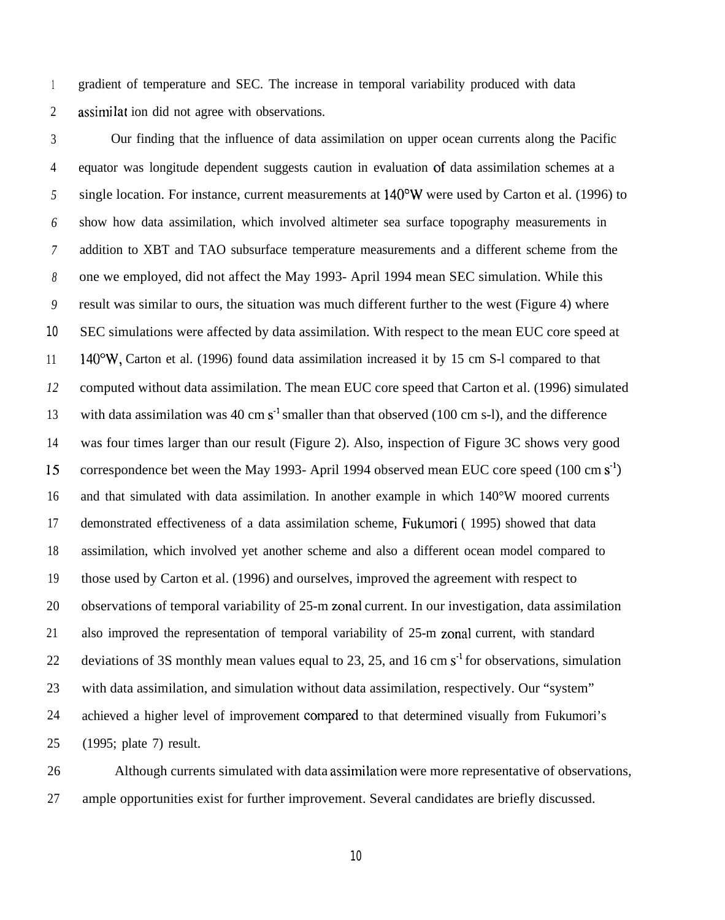gradient of temperature and SEC. The increase in temporal variability produced with data assimilation did not agree with observations.

Our finding that the influence of data assimilation on upper ocean currents along the Pacific equator was longitude dependent suggests caution in evaluation of data assimilation schemes at a single location. For instance, current measurements at 140°W were used by Carton et al. (1996) to show how data assimilation, which involved altimeter sea surface topography measurements in addition to XBT and TAO subsurface temperature measurements and a different scheme from the one we employed, did not affect the May 1993- April 1994 mean SEC simulation. While this result was similar to ours, the situation was much different further to the west (Figure 4) where SEC simulations were affected by data assimilation. With respect to the mean EUC core speed at 140°W, Carton et al. (1996) found data assimilation increased it by 15 cm $s^{-1}$ compared to that computed without data assimilation. The mean EUC core speed that Carton et al. (1996) simulated with data assimilation was 40 cm $s^{-1}$ smaller than that observed (100 cm $s^{-1}$), and the difference was four times larger than our result (Figure 2). Also, inspection of Figure 3C shows very good correspondence between the May 1993- April 1994 observed mean EUC core speed (100 cm $s^{-1}$) and that simulated with data assimilation. In another example in which 140°W moored currents demonstrated effectiveness of a data assimilation scheme, Fukumori (1995) showed that data assimilation, which involved yet another scheme and also a different ocean model compared to those used by Carton et al. (1996) and ourselves, improved the agreement with respect to observations of temporal variability of 25-m zonal current. In our investigation, data assimilation also improved the representation of temporal variability of 25-m zonal current, with standard deviations of 3S monthly mean values equal to 23, 25, and 16 cm $s^{-1}$ for observations, simulation with data assimilation, and simulation without data assimilation, respectively. Our "system" achieved a higher level of improvement compared to that determined visually from Fukumori's (1995; plate 7) result.

Although currents simulated with data assimilation were more representative of observations, ample opportunities exist for further improvement. Several candidates are briefly discussed.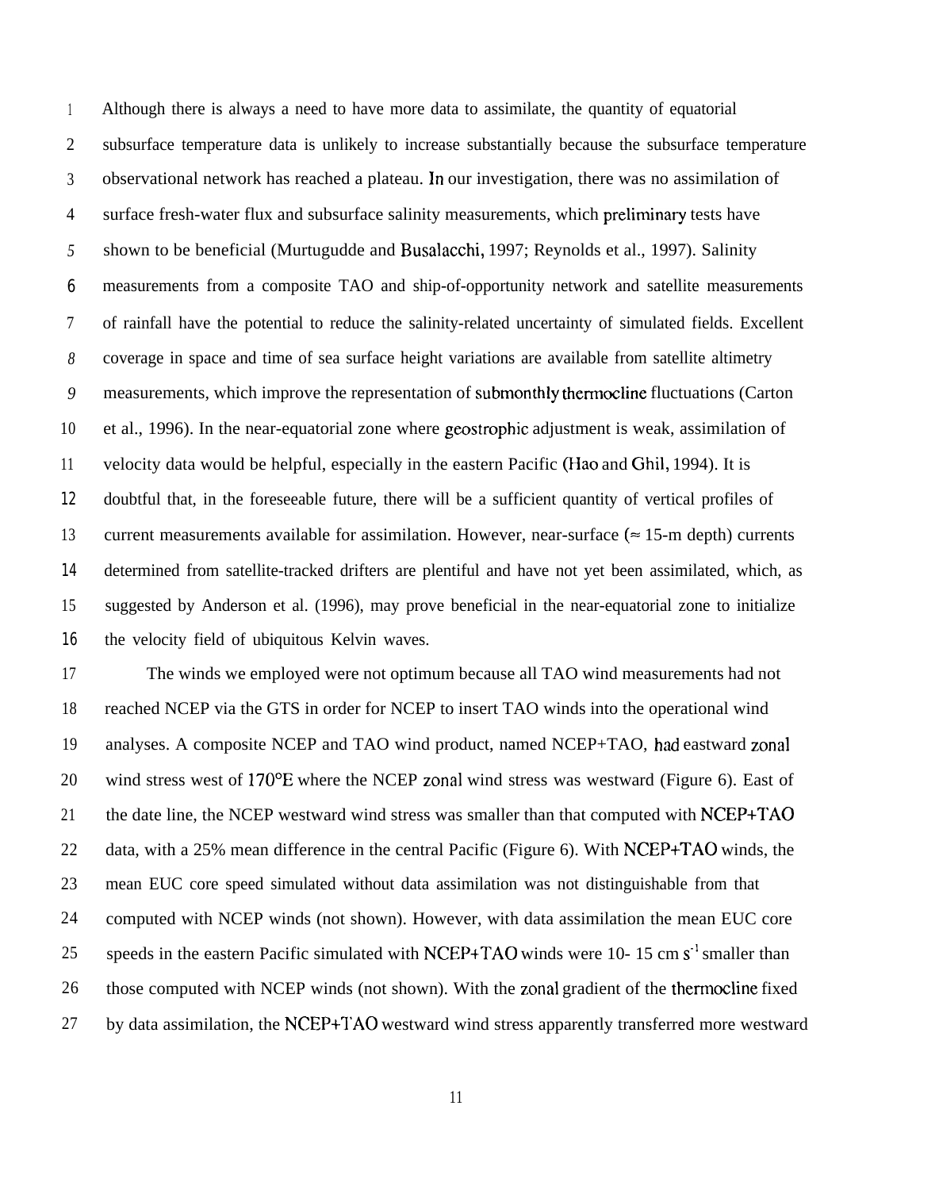Although there is always a need to have more data to assimilate, the quantity of equatorial subsurface temperature data is unlikely to increase substantially because the subsurface temperature observational network has reached a plateau. In our investigation, there was no assimilation of surface fresh-water flux and subsurface salinity measurements, which preliminary tests have shown to be beneficial (Murtugudde and Busalacchi, 1997; Reynolds et al., 1997). Salinity measurements from a composite TAO and ship-of-opportunity network and satellite measurements of rainfall have the potential to reduce the salinity-related uncertainty of simulated fields. Excellent coverage in space and time of sea surface height variations are available from satellite altimetry measurements, which improve the representation of submonthly thermocline fluctuations (Carton et al., 1996). In the near-equatorial zone where geostrophic adjustment is weak, assimilation of velocity data would be helpful, especially in the eastern Pacific (Hao and Ghil, 1994). It is doubtful that, in the foreseeable future, there will be a sufficient quantity of vertical profiles of current measurements available for assimilation. However, near-surface (≈ 15-m depth) currents determined from satellite-tracked drifters are plentiful and have not yet been assimilated, which, as suggested by Anderson et al. (1996), may prove beneficial in the near-equatorial zone to initialize the velocity field of ubiquitous Kelvin waves.

The winds we employed were not optimum because all TAO wind measurements had not reached NCEP via the GTS in order for NCEP to insert TAO winds into the operational wind analyses. A composite NCEP and TAO wind product, named NCEP+TAO, had eastward zonal wind stress west of 170°E where the NCEP zonal wind stress was westward (Figure 6). East of the date line, the NCEP westward wind stress was smaller than that computed with NCEP+TAO data, with a 25% mean difference in the central Pacific (Figure 6). With NCEP+TAO winds, the mean EUC core speed simulated without data assimilation was not distinguishable from that computed with NCEP winds (not shown). However, with data assimilation the mean EUC core speeds in the eastern Pacific simulated with NCEP+TAO winds were 10- 15 cm $s^{-1}$ smaller than those computed with NCEP winds (not shown). With the zonal gradient of the thermocline fixed by data assimilation, the NCEP+TAO westward wind stress apparently transferred more westward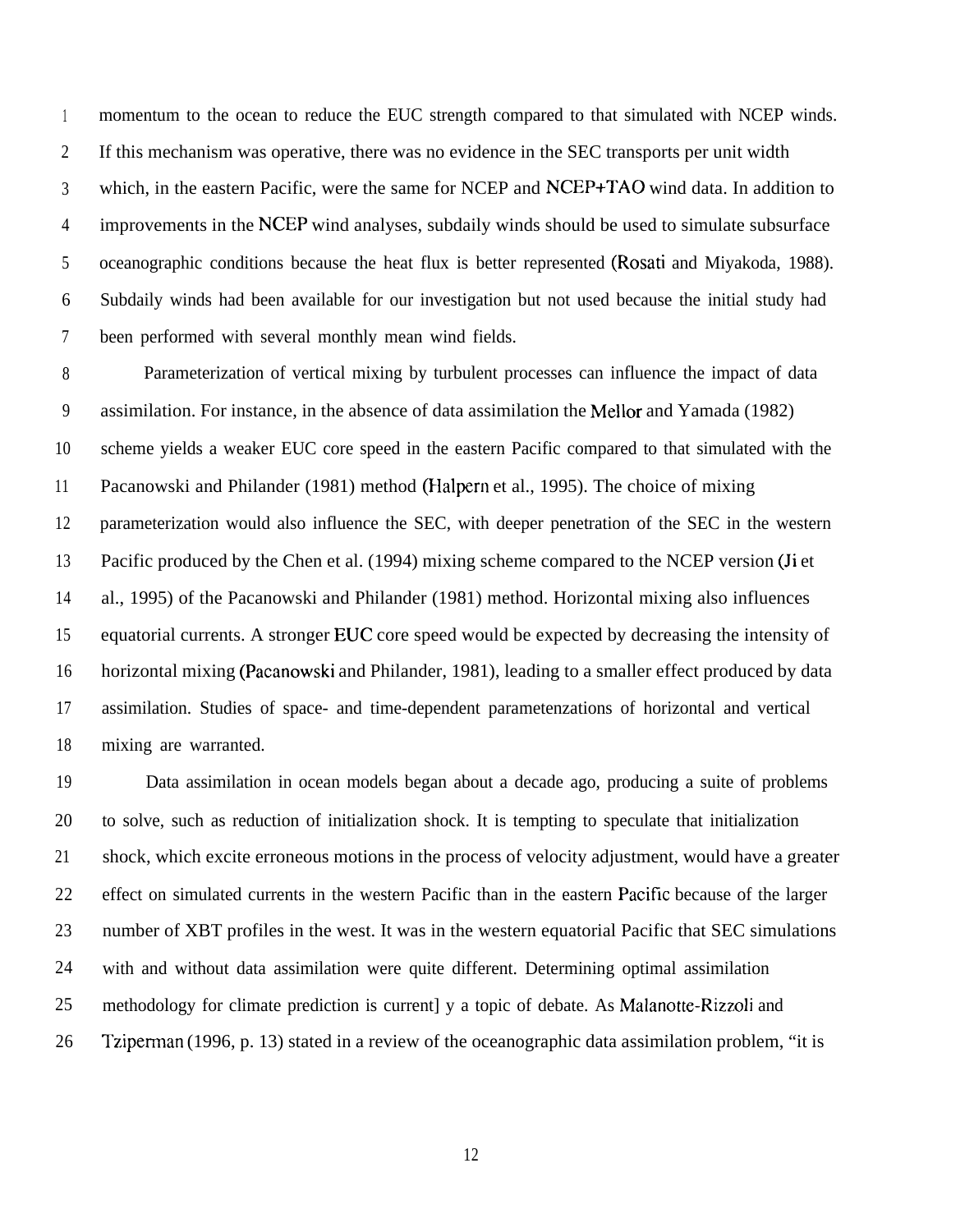momentum to the ocean to reduce the EUC strength compared to that simulated with NCEP winds. If this mechanism was operative, there was no evidence in the SEC transports per unit width which, in the eastern Pacific, were the same for NCEP and NCEP+TAO wind data. In addition to improvements in the NCEP wind analyses, subdaily winds should be used to simulate subsurface oceanographic conditions because the heat flux is better represented (Rosati and Miyakoda, 1988). Subdaily winds had been available for our investigation but not used because the initial study had been performed with several monthly mean wind fields.

Parameterization of vertical mixing by turbulent processes can influence the impact of data assimilation. For instance, in the absence of data assimilation the Mellor and Yamada (1982) scheme yields a weaker EUC core speed in the eastern Pacific compared to that simulated with the Pacanowski and Philander (1981) method (Halpern et al., 1995). The choice of mixing parameterization would also influence the SEC, with deeper penetration of the SEC in the western Pacific produced by the Chen et al. (1994) mixing scheme compared to the NCEP version (Ji et al., 1995) of the Pacanowski and Philander (1981) method. Horizontal mixing also influences equatorial currents. A stronger EUC core speed would be expected by decreasing the intensity of horizontal mixing (Pacanowski and Philander, 1981), leading to a smaller effect produced by data assimilation. Studies of space- and time-dependent parametenzations of horizontal and vertical mixing are warranted.

Data assimilation in ocean models began about a decade ago, producing a suite of problems to solve, such as reduction of initialization shock. It is tempting to speculate that initialization shock, which excite erroneous motions in the process of velocity adjustment, would have a greater effect on simulated currents in the western Pacific than in the eastern Pacific because of the larger number of XBT profiles in the west. It was in the western equatorial Pacific that SEC simulations with and without data assimilation were quite different. Determining optimal assimilation methodology for climate prediction is current] y a topic of debate. As Malanotte-Rizzoli and Tziperman (1996, p. 13) stated in a review of the oceanographic data assimilation problem, "it is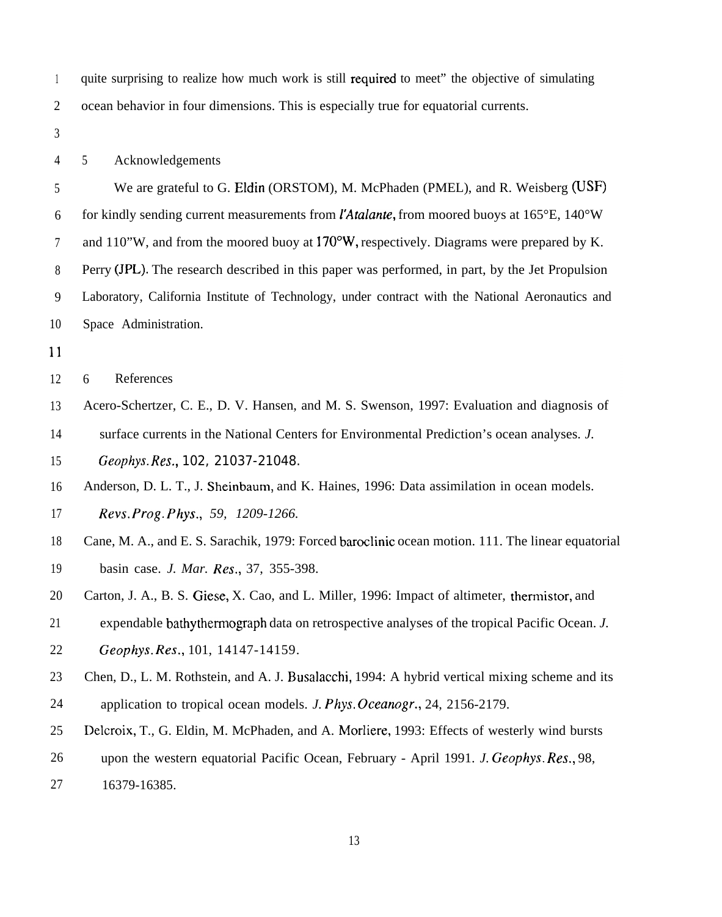quite surprising to realize how much work is still required to meet” the objective of simulating ocean behavior in four dimensions. This is especially true for equatorial currents.

## 5 Acknowledgements

We are grateful to G. Eldin (ORSTOM), M. McPhaden (PMEL), and R. Weisberg (USF) for kindly sending current measurements from *l'Atalante*, from moored buoys at 165°E, 140°W and 110”W, and from the moored buoy at 170°W, respectively. Diagrams were prepared by K. Perry (JPL). The research described in this paper was performed, in part, by the Jet Propulsion Laboratory, California Institute of Technology, under contract with the National Aeronautics and Space Administration.

## 6 References

Acero-Schertzer, C. E., D. V. Hansen, and M. S. Swenson, 1997: Evaluation and diagnosis of surface currents in the National Centers for Environmental Prediction's ocean analyses. *J. Geophys. Res.*, 102, 21037-21048.

Anderson, D. L. T., J. Sheinbaum, and K. Haines, 1996: Data assimilation in ocean models. *Revs. Prog. Phys.*, *59, 1209-1266.*

Cane, M. A., and E. S. Sarachik, 1979: Forced baroclinic ocean motion. 111. The linear equatorial basin case. *J. Mar. Res.*, 37, 355-398.

Carton, J. A., B. S. Giese, X. Cao, and L. Miller, 1996: Impact of altimeter, thermistor, and expendable bathythermograph data on retrospective analyses of the tropical Pacific Ocean. *J. Geophys. Res.*, 101, 14147-14159.

Chen, D., L. M. Rothstein, and A. J. Busalacchi, 1994: A hybrid vertical mixing scheme and its application to tropical ocean models. *J. Phys. Oceanogr.*, 24, 2156-2179.

Delcroix, T., G. Eldin, M. McPhaden, and A. Morliere, 1993: Effects of westerly wind bursts upon the western equatorial Pacific Ocean, February - April 1991. *J. Geophys. Res.*, 98, 16379-16385.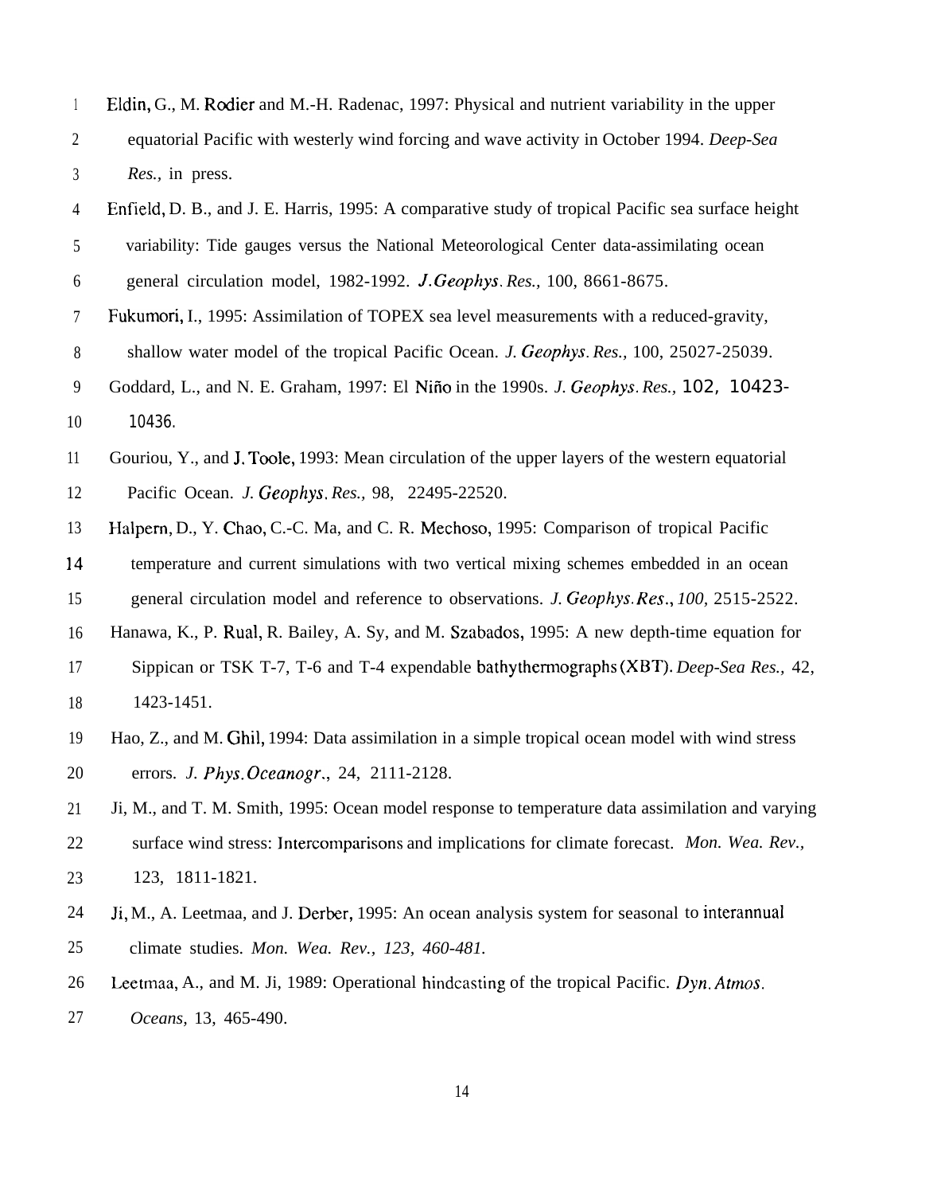Eldin, G., M. Rodier and M.-H. Radenac, 1997: Physical and nutrient variability in the upper equatorial Pacific with westerly wind forcing and wave activity in October 1994. *Deep-Sea Res.,* in press.

Enfield, D. B., and J. E. Harris, 1995: A comparative study of tropical Pacific sea surface height variability: Tide gauges versus the National Meteorological Center data-assimilating ocean general circulation model, 1982-1992. *J. Geophys. Res.,* 100, 8661-8675.

Fukumori, I., 1995: Assimilation of TOPEX sea level measurements with a reduced-gravity, shallow water model of the tropical Pacific Ocean. *J. Geophys. Res.,* 100, 25027-25039.

Goddard, L., and N. E. Graham, 1997: El Niño in the 1990s. *J. Geophys. Res.,* 102, 10423-10436.

Gouriou, Y., and J. Toole, 1993: Mean circulation of the upper layers of the western equatorial Pacific Ocean. *J. Geophys. Res.,* 98, 22495-22520.

Halpern, D., Y. Chao, C.-C. Ma, and C. R. Mechoso, 1995: Comparison of tropical Pacific temperature and current simulations with two vertical mixing schemes embedded in an ocean general circulation model and reference to observations. *J. Geophys. Res., 100,* 2515-2522.

Hanawa, K., P. Rual, R. Bailey, A. Sy, and M. Szabados, 1995: A new depth-time equation for Sippican or TSK T-7, T-6 and T-4 expendable bathythermographs (XBT). *Deep-Sea Res.,* 42, 1423-1451.

Hao, Z., and M. Ghil, 1994: Data assimilation in a simple tropical ocean model with wind stress errors. *J. Phys. Oceanogr.,* 24, 2111-2128.

Ji, M., and T. M. Smith, 1995: Ocean model response to temperature data assimilation and varying surface wind stress: Intercomparisons and implications for climate forecast. *Mon. Wea. Rev.,* 123, 1811-1821.

Ji, M., A. Leetmaa, and J. Derber, 1995: An ocean analysis system for seasonal to interannual climate studies. *Mon. Wea. Rev., 123, 460-481.*

Leetmaa, A., and M. Ji, 1989: Operational hindcasting of the tropical Pacific. *Dyn. Atmos. Oceans,* 13, 465-490.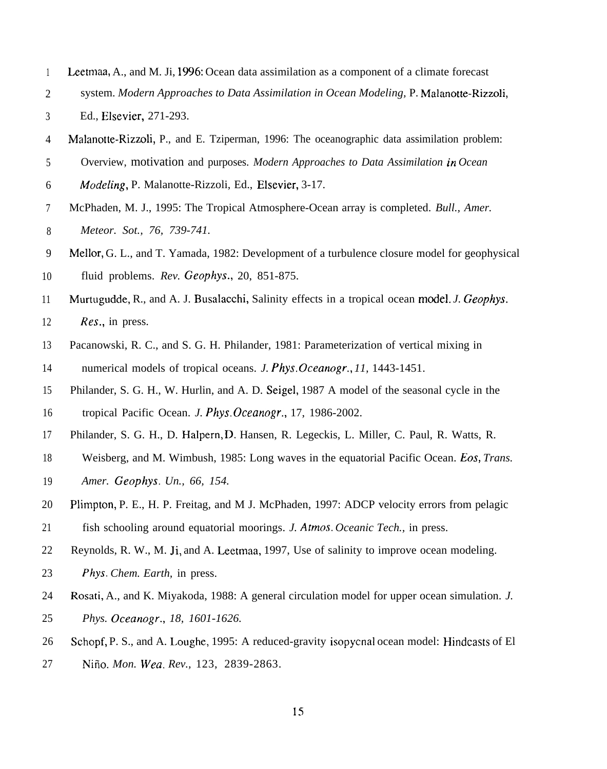Leetmaa, A., and M. Ji, 1996: Ocean data assimilation as a component of a climate forecast system. *Modern Approaches to Data Assimilation in Ocean Modeling,* P. Malanotte-Rizzoli, Ed., Elsevier, 271-293.

Malanotte-Rizzoli, P., and E. Tziperman, 1996: The oceanographic data assimilation problem: Overview, motivation and purposes. *Modern Approaches to Data Assimilation in Ocean Modeling*, P. Malanotte-Rizzoli, Ed., Elsevier, 3-17.

McPhaden, M. J., 1995: The Tropical Atmosphere-Ocean array is completed. *Bull., Amer. Meteor. Sot., 76, 739-741.*

Mellor, G. L., and T. Yamada, 1982: Development of a turbulence closure model for geophysical fluid problems. *Rev. Geophys.*, 20, 851-875.

Murtugudde, R., and A. J. Busalacchi, Salinity effects in a tropical ocean model. *J. Geophys. Res.*, in press.

Pacanowski, R. C., and S. G. H. Philander, 1981: Parameterization of vertical mixing in numerical models of tropical oceans. *J. Phys.Oceanogr.*, *11*, 1443-1451.

Philander, S. G. H., W. Hurlin, and A. D. Seigel, 1987 A model of the seasonal cycle in the tropical Pacific Ocean. *J. Phys.Oceanogr.*, 17, 1986-2002.

Philander, S. G. H., D. Halpern, D. Hansen, R. Legeckis, L. Miller, C. Paul, R. Watts, R. Weisberg, and M. Wimbush, 1985: Long waves in the equatorial Pacific Ocean. *Eos, Trans. Amer. Geophys. Un., 66, 154.*

Plimpton, P. E., H. P. Freitag, and M J. McPhaden, 1997: ADCP velocity errors from pelagic fish schooling around equatorial moorings. *J. Atmos. Oceanic Tech.*, in press.

Reynolds, R. W., M. Ji, and A. Leetmaa, 1997, Use of salinity to improve ocean modeling. *Phys. Chem. Earth*, in press.

Rosati, A., and K. Miyakoda, 1988: A general circulation model for upper ocean simulation. *J. Phys. Oceanogr., 18, 1601-1626.*

Schopf, P. S., and A. Loughe, 1995: A reduced-gravity isopycnal ocean model: Hindcasts of El Niño. *Mon. Wea. Rev.,* 123, 2839-2863.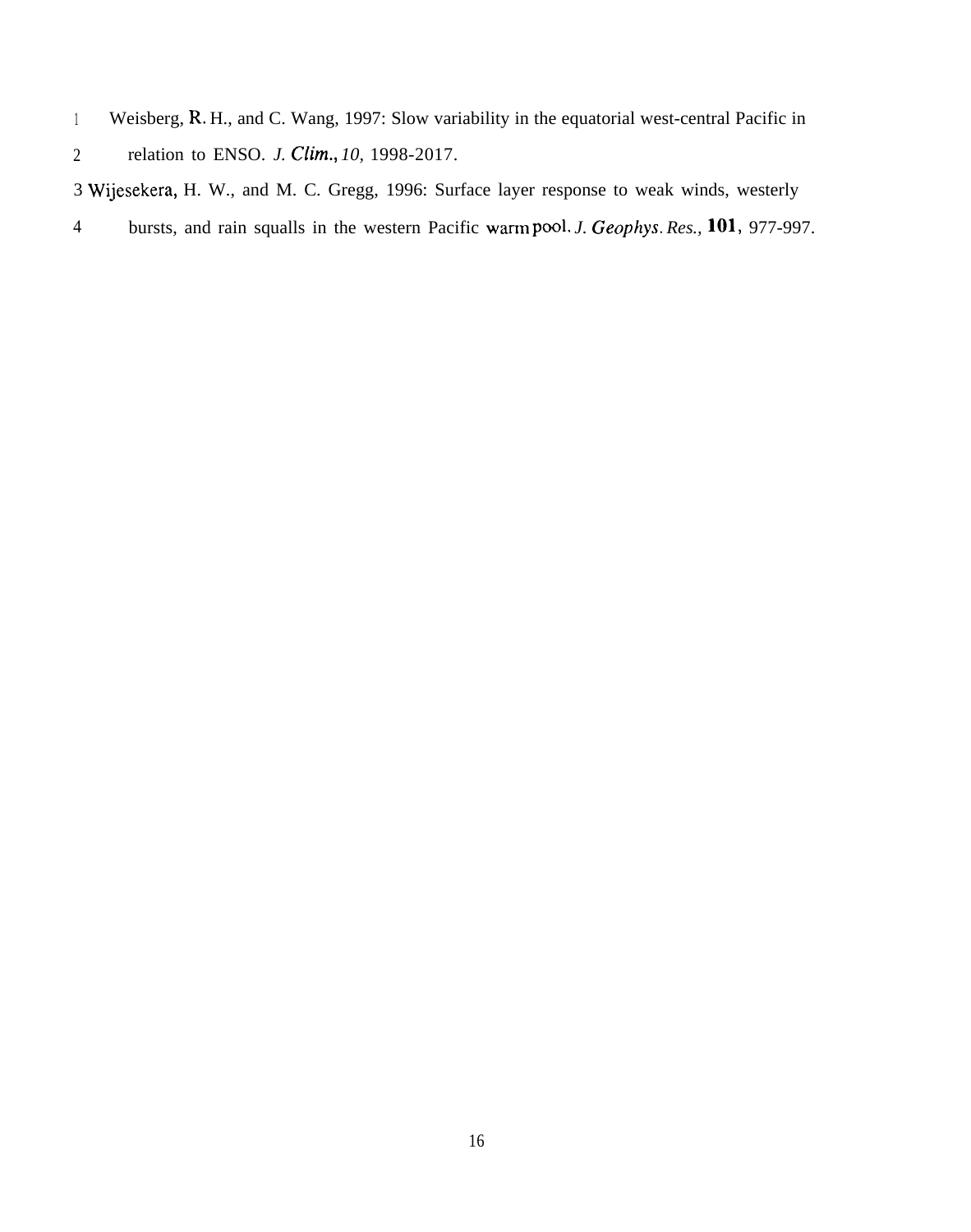Weisberg, R. H., and C. Wang, 1997: Slow variability in the equatorial west-central Pacific in relation to ENSO. *J. Clim.*, *10*, 1998-2017.

Wijesekera, H. W., and M. C. Gregg, 1996: Surface layer response to weak winds, westerly bursts, and rain squalls in the western Pacific warm pool. *J. Geophys. Res.*, **101**, 977-997.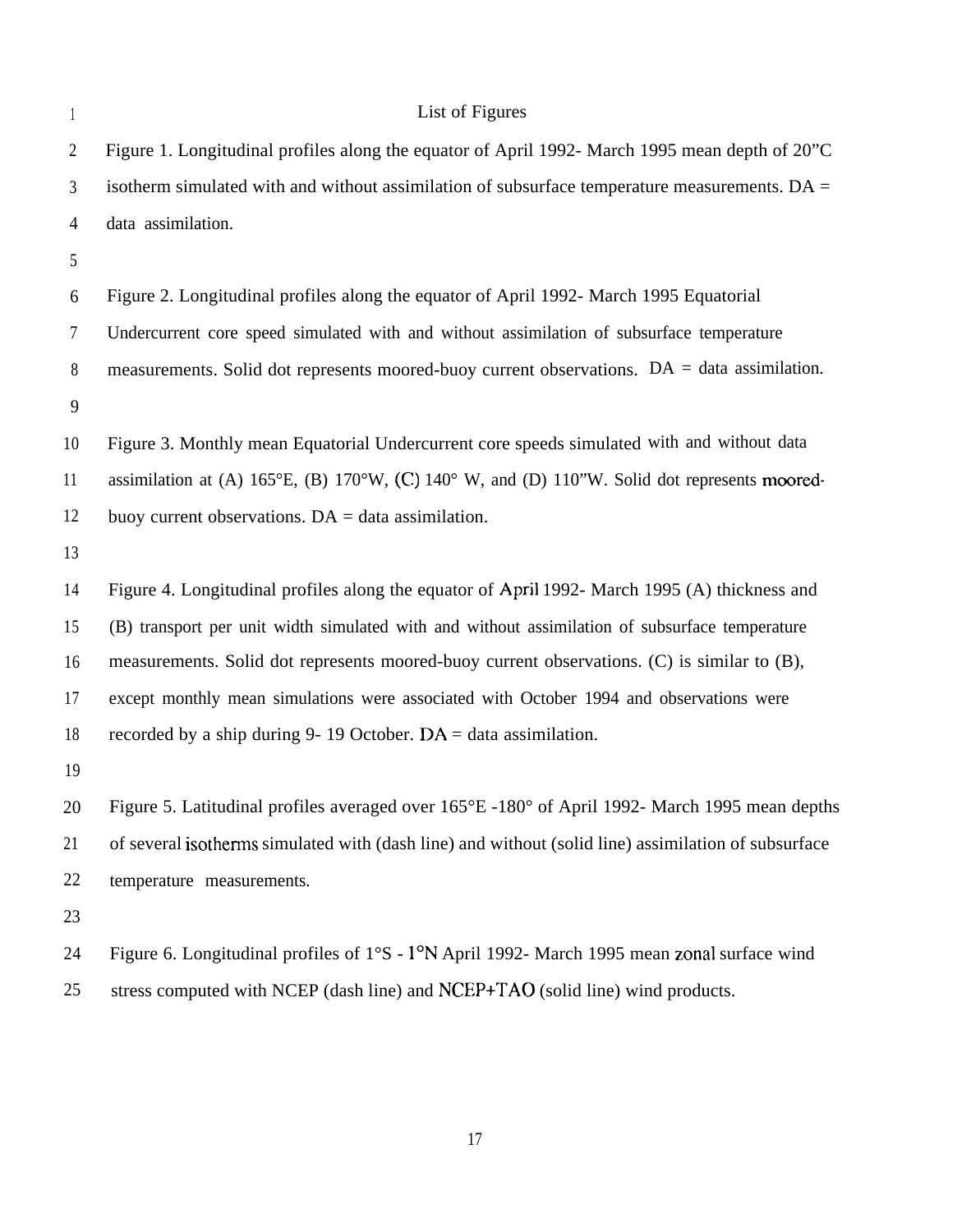# List of Figures

Figure 1. Longitudinal profiles along the equator of April 1992- March 1995 mean depth of 20”C isotherm simulated with and without assimilation of subsurface temperature measurements. DA = data assimilation.

Figure 2. Longitudinal profiles along the equator of April 1992- March 1995 Equatorial Undercurrent core speed simulated with and without assimilation of subsurface temperature measurements. Solid dot represents moored-buoy current observations. DA = data assimilation.

Figure 3. Monthly mean Equatorial Undercurrent core speeds simulated with and without data assimilation at (A) 165°E, (B) 170°W, (C) 140° W, and (D) 110”W. Solid dot represents moored-buoy current observations. DA = data assimilation.

Figure 4. Longitudinal profiles along the equator of April 1992- March 1995 (A) thickness and (B) transport per unit width simulated with and without assimilation of subsurface temperature measurements. Solid dot represents moored-buoy current observations. (C) is similar to (B), except monthly mean simulations were associated with October 1994 and observations were recorded by a ship during 9- 19 October. DA = data assimilation.

Figure 5. Latitudinal profiles averaged over 165°E -180° of April 1992- March 1995 mean depths of several isotherms simulated with (dash line) and without (solid line) assimilation of subsurface temperature measurements.

Figure 6. Longitudinal profiles of 1°S - 1°N April 1992- March 1995 mean zonal surface wind stress computed with NCEP (dash line) and NCEP+TAO (solid line) wind products.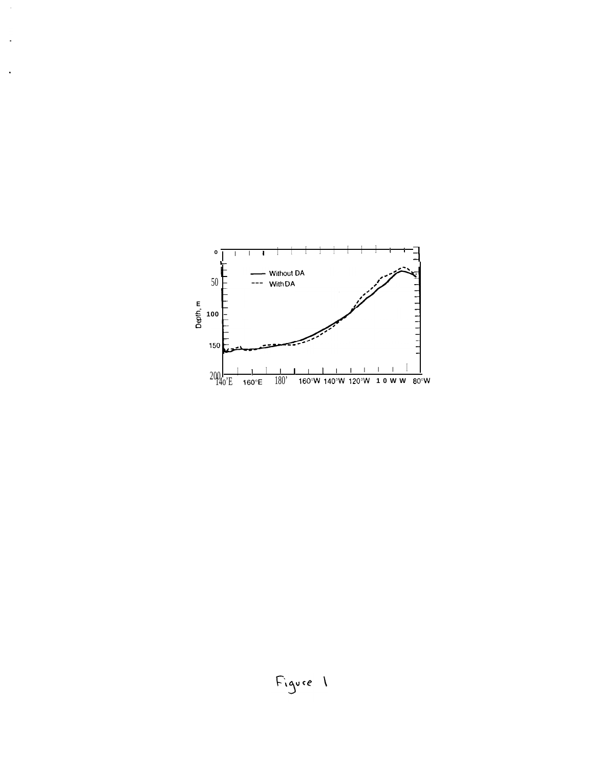Figure 1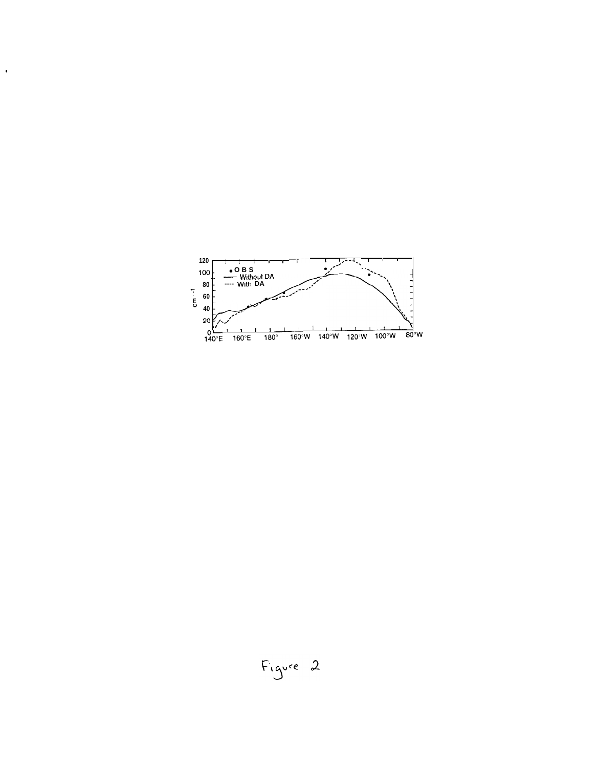Figure 2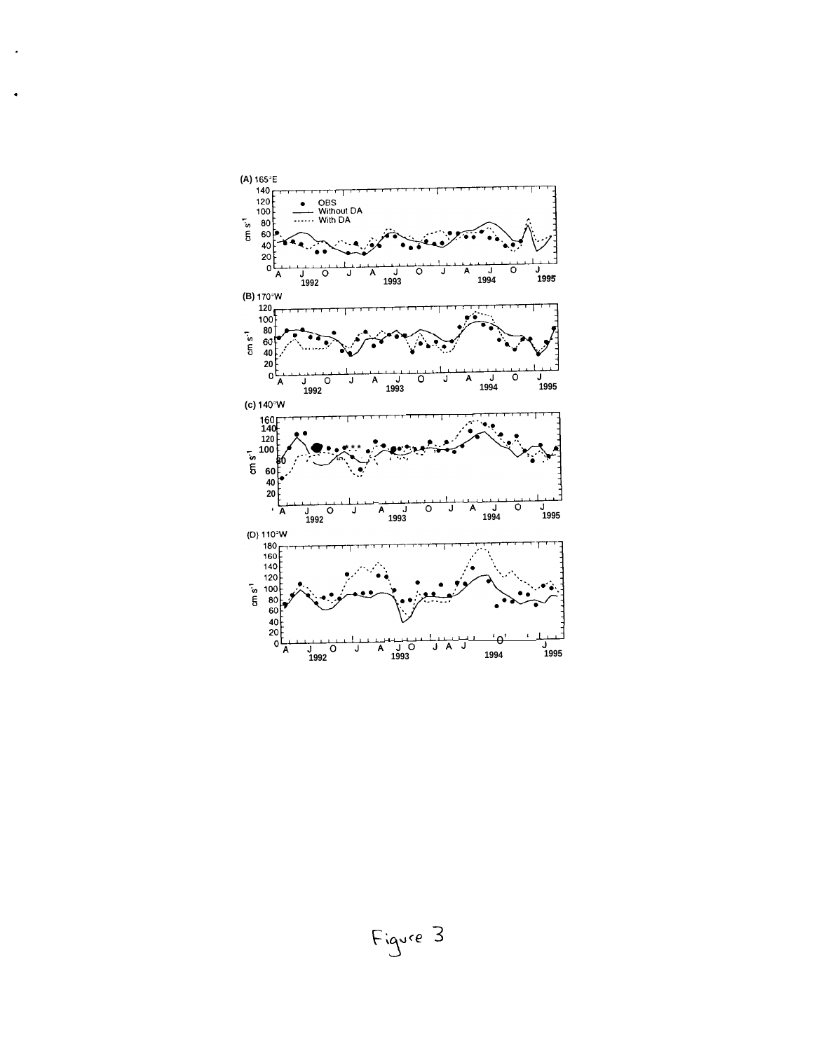Figure 3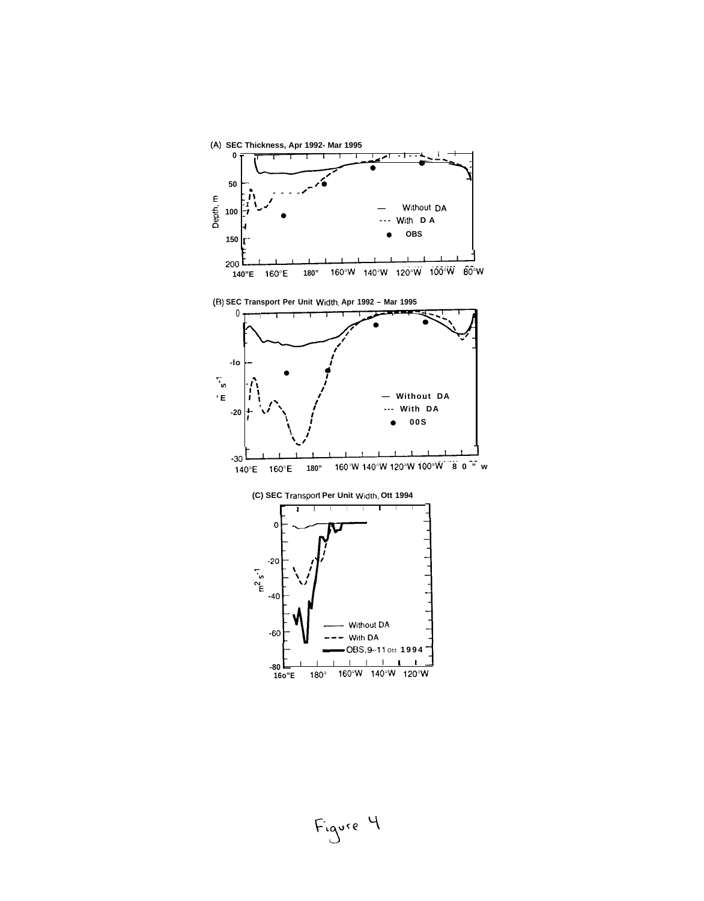(A) SEC Thickness, Apr 1992- Mar 1995

(B) SEC Transport Per Unit Width, Apr 1992 – Mar 1995

(C) SEC Transport Per Unit Width, Oct 1994

Figure 4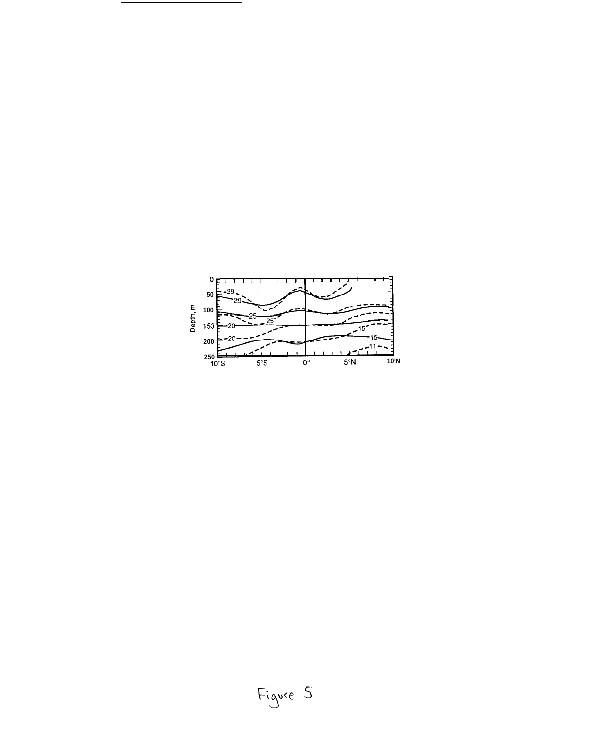Figure 5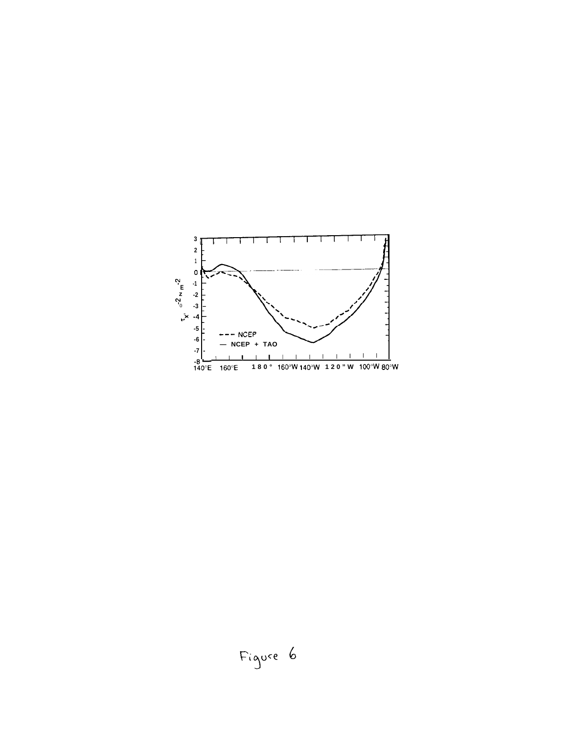3
2
1
0
-1
-2
-3
-4
-5
-6
-7
-8

$\tau_x$, $10^{-2}$ N m$^{-2}$

--- NCEP
— NCEP + TAO

140°E 160°E 180° 160°W 140°W 120°W 100°W 80°W

Figure 6